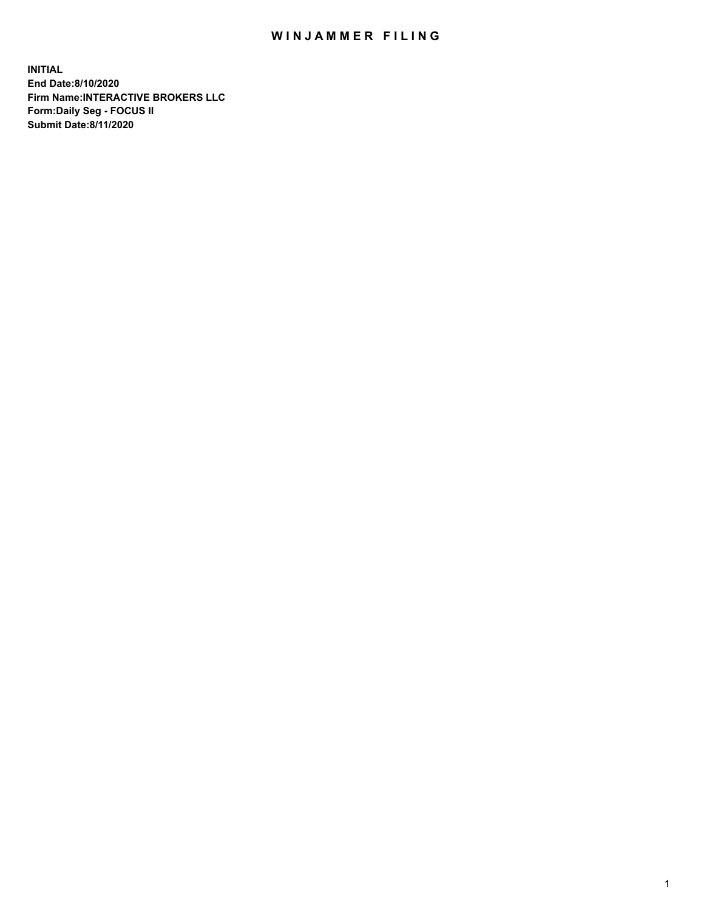# WINJAMMER FILING

**INITIAL**
**End Date:8/10/2020**
**Firm Name:INTERACTIVE BROKERS LLC**
**Form:Daily Seg - FOCUS II**
**Submit Date:8/11/2020**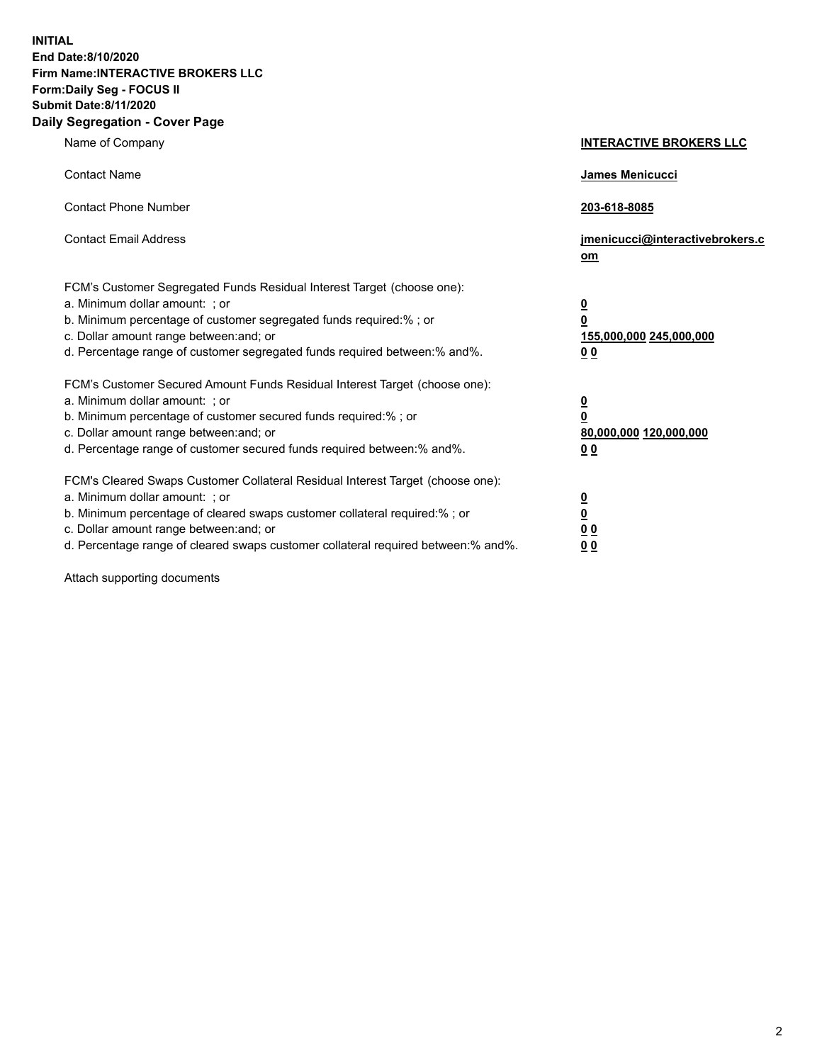**INITIAL**
**End Date:8/10/2020**
**Firm Name:INTERACTIVE BROKERS LLC**
**Form:Daily Seg - FOCUS II**
**Submit Date:8/11/2020**

## Daily Segregation - Cover Page

| | |
|---|---|
| Name of Company | **INTERACTIVE BROKERS LLC** |
| Contact Name | **James Menicucci** |
| Contact Phone Number | **203-618-8085** |
| Contact Email Address | **jmenicucci@interactivebrokers.com** |
| FCM's Customer Segregated Funds Residual Interest Target (choose one): | |
| a. Minimum dollar amount: ; or | **0** |
| b. Minimum percentage of customer segregated funds required:% ; or | **0** |
| c. Dollar amount range between:and; or | **155,000,000 245,000,000** |
| d. Percentage range of customer segregated funds required between:% and%. | **0 0** |
| FCM's Customer Secured Amount Funds Residual Interest Target (choose one): | |
| a. Minimum dollar amount: ; or | **0** |
| b. Minimum percentage of customer secured funds required:% ; or | **0** |
| c. Dollar amount range between:and; or | **80,000,000 120,000,000** |
| d. Percentage range of customer secured funds required between:% and%. | **0 0** |
| FCM's Cleared Swaps Customer Collateral Residual Interest Target (choose one): | |
| a. Minimum dollar amount: ; or | **0** |
| b. Minimum percentage of cleared swaps customer collateral required:% ; or | **0** |
| c. Dollar amount range between:and; or | **0 0** |
| d. Percentage range of cleared swaps customer collateral required between:% and%. | **0 0** |

Attach supporting documents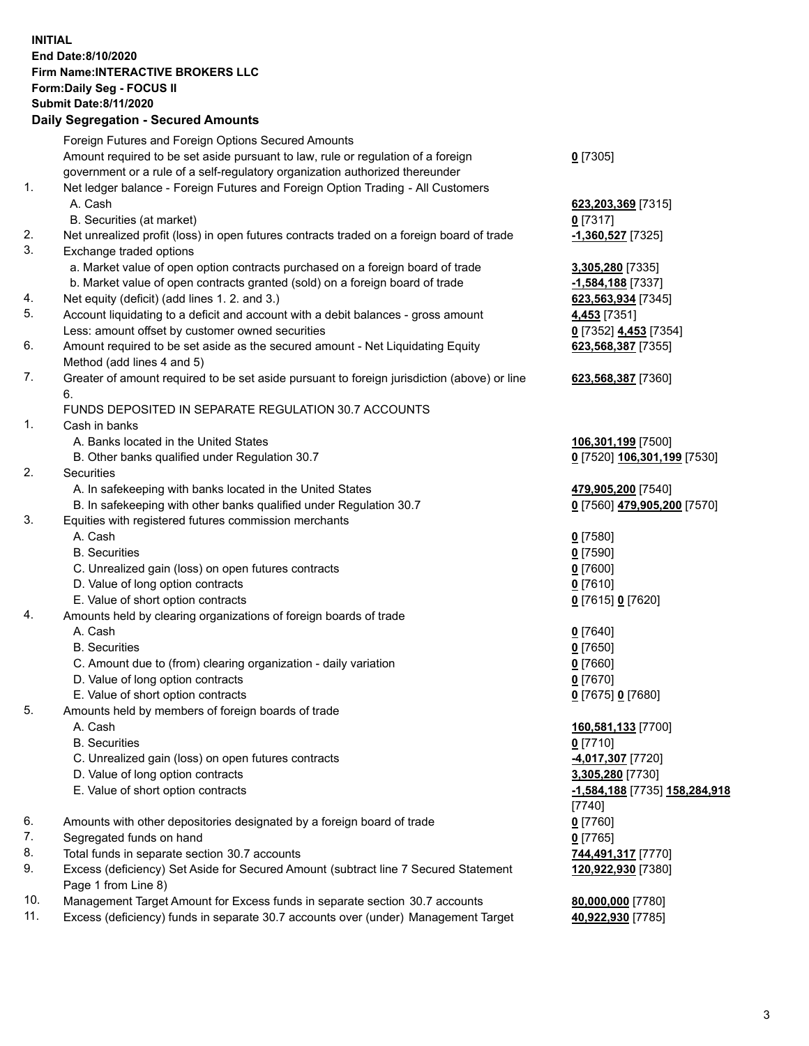**INITIAL**
**End Date:8/10/2020**
**Firm Name:INTERACTIVE BROKERS LLC**
**Form:Daily Seg - FOCUS II**
**Submit Date:8/11/2020**

### Daily Segregation - Secured Amounts

| | | |
|---|---|---|
| | Foreign Futures and Foreign Options Secured Amounts | |
| | Amount required to be set aside pursuant to law, rule or regulation of a foreign government or a rule of a self-regulatory organization authorized thereunder | **0** [7305] |
| 1. | Net ledger balance - Foreign Futures and Foreign Option Trading - All Customers | |
| | A. Cash | **623,203,369** [7315] |
| | B. Securities (at market) | **0** [7317] |
| 2. | Net unrealized profit (loss) in open futures contracts traded on a foreign board of trade | **-1,360,527** [7325] |
| 3. | Exchange traded options | |
| | a. Market value of open option contracts purchased on a foreign board of trade | **3,305,280** [7335] |
| | b. Market value of open contracts granted (sold) on a foreign board of trade | **-1,584,188** [7337] |
| 4. | Net equity (deficit) (add lines 1. 2. and 3.) | **623,563,934** [7345] |
| 5. | Account liquidating to a deficit and account with a debit balances - gross amount | **4,453** [7351] |
| | Less: amount offset by customer owned securities | **0** [7352] **4,453** [7354] |
| 6. | Amount required to be set aside as the secured amount - Net Liquidating Equity Method (add lines 4 and 5) | **623,568,387** [7355] |
| 7. | Greater of amount required to be set aside pursuant to foreign jurisdiction (above) or line 6. | **623,568,387** [7360] |
| | FUNDS DEPOSITED IN SEPARATE REGULATION 30.7 ACCOUNTS | |
| 1. | Cash in banks | |
| | A. Banks located in the United States | **106,301,199** [7500] |
| | B. Other banks qualified under Regulation 30.7 | **0** [7520] **106,301,199** [7530] |
| 2. | Securities | |
| | A. In safekeeping with banks located in the United States | **479,905,200** [7540] |
| | B. In safekeeping with other banks qualified under Regulation 30.7 | **0** [7560] **479,905,200** [7570] |
| 3. | Equities with registered futures commission merchants | |
| | A. Cash | **0** [7580] |
| | B. Securities | **0** [7590] |
| | C. Unrealized gain (loss) on open futures contracts | **0** [7600] |
| | D. Value of long option contracts | **0** [7610] |
| | E. Value of short option contracts | **0** [7615] **0** [7620] |
| 4. | Amounts held by clearing organizations of foreign boards of trade | |
| | A. Cash | **0** [7640] |
| | B. Securities | **0** [7650] |
| | C. Amount due to (from) clearing organization - daily variation | **0** [7660] |
| | D. Value of long option contracts | **0** [7670] |
| | E. Value of short option contracts | **0** [7675] **0** [7680] |
| 5. | Amounts held by members of foreign boards of trade | |
| | A. Cash | **160,581,133** [7700] |
| | B. Securities | **0** [7710] |
| | C. Unrealized gain (loss) on open futures contracts | **-4,017,307** [7720] |
| | D. Value of long option contracts | **3,305,280** [7730] |
| | E. Value of short option contracts | **-1,584,188** [7735] **158,284,918** [7740] |
| 6. | Amounts with other depositories designated by a foreign board of trade | **0** [7760] |
| 7. | Segregated funds on hand | **0** [7765] |
| 8. | Total funds in separate section 30.7 accounts | **744,491,317** [7770] |
| 9. | Excess (deficiency) Set Aside for Secured Amount (subtract line 7 Secured Statement Page 1 from Line 8) | **120,922,930** [7380] |
| 10. | Management Target Amount for Excess funds in separate section 30.7 accounts | **80,000,000** [7780] |
| 11. | Excess (deficiency) funds in separate 30.7 accounts over (under) Management Target | **40,922,930** [7785] |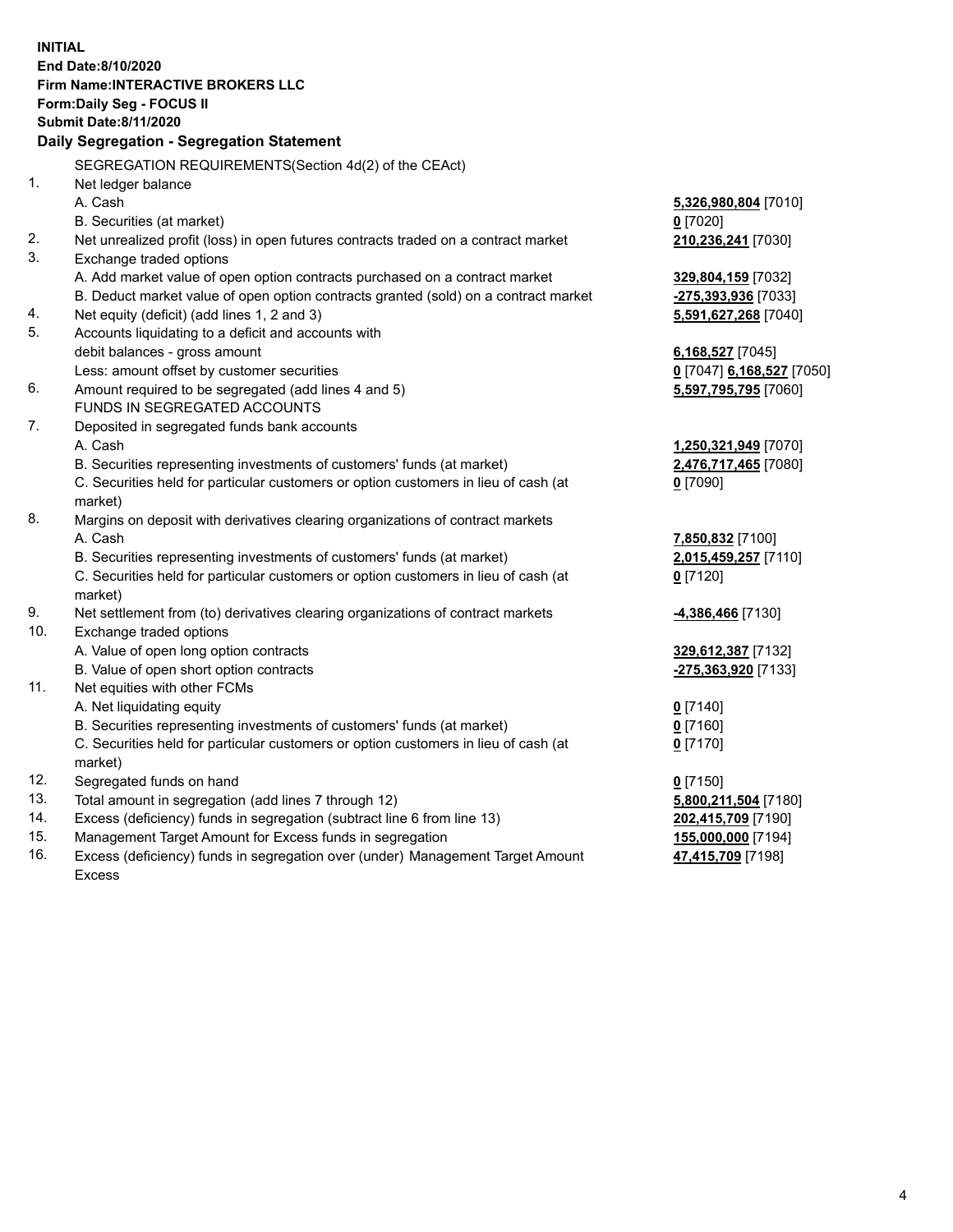**INITIAL**
**End Date:8/10/2020**
**Firm Name:INTERACTIVE BROKERS LLC**
**Form:Daily Seg - FOCUS II**
**Submit Date:8/11/2020**

## Daily Segregation - Segregation Statement

SEGREGATION REQUIREMENTS(Section 4d(2) of the CEAct)

| | | |
|---|---|---|
| 1. | Net ledger balance | |
| | A. Cash | **5,326,980,804** [7010] |
| | B. Securities (at market) | **0** [7020] |
| 2. | Net unrealized profit (loss) in open futures contracts traded on a contract market | **210,236,241** [7030] |
| 3. | Exchange traded options | |
| | A. Add market value of open option contracts purchased on a contract market | **329,804,159** [7032] |
| | B. Deduct market value of open option contracts granted (sold) on a contract market | **-275,393,936** [7033] |
| 4. | Net equity (deficit) (add lines 1, 2 and 3) | **5,591,627,268** [7040] |
| 5. | Accounts liquidating to a deficit and accounts with debit balances - gross amount | **6,168,527** [7045] |
| | Less: amount offset by customer securities | **0** [7047] **6,168,527** [7050] |
| 6. | Amount required to be segregated (add lines 4 and 5) | **5,597,795,795** [7060] |
| | FUNDS IN SEGREGATED ACCOUNTS | |
| 7. | Deposited in segregated funds bank accounts | |
| | A. Cash | **1,250,321,949** [7070] |
| | B. Securities representing investments of customers' funds (at market) | **2,476,717,465** [7080] |
| | C. Securities held for particular customers or option customers in lieu of cash (at market) | **0** [7090] |
| 8. | Margins on deposit with derivatives clearing organizations of contract markets | |
| | A. Cash | **7,850,832** [7100] |
| | B. Securities representing investments of customers' funds (at market) | **2,015,459,257** [7110] |
| | C. Securities held for particular customers or option customers in lieu of cash (at market) | **0** [7120] |
| 9. | Net settlement from (to) derivatives clearing organizations of contract markets | **-4,386,466** [7130] |
| 10. | Exchange traded options | |
| | A. Value of open long option contracts | **329,612,387** [7132] |
| | B. Value of open short option contracts | **-275,363,920** [7133] |
| 11. | Net equities with other FCMs | |
| | A. Net liquidating equity | **0** [7140] |
| | B. Securities representing investments of customers' funds (at market) | **0** [7160] |
| | C. Securities held for particular customers or option customers in lieu of cash (at market) | **0** [7170] |
| 12. | Segregated funds on hand | **0** [7150] |
| 13. | Total amount in segregation (add lines 7 through 12) | **5,800,211,504** [7180] |
| 14. | Excess (deficiency) funds in segregation (subtract line 6 from line 13) | **202,415,709** [7190] |
| 15. | Management Target Amount for Excess funds in segregation | **155,000,000** [7194] |
| 16. | Excess (deficiency) funds in segregation over (under) Management Target Amount Excess | **47,415,709** [7198] |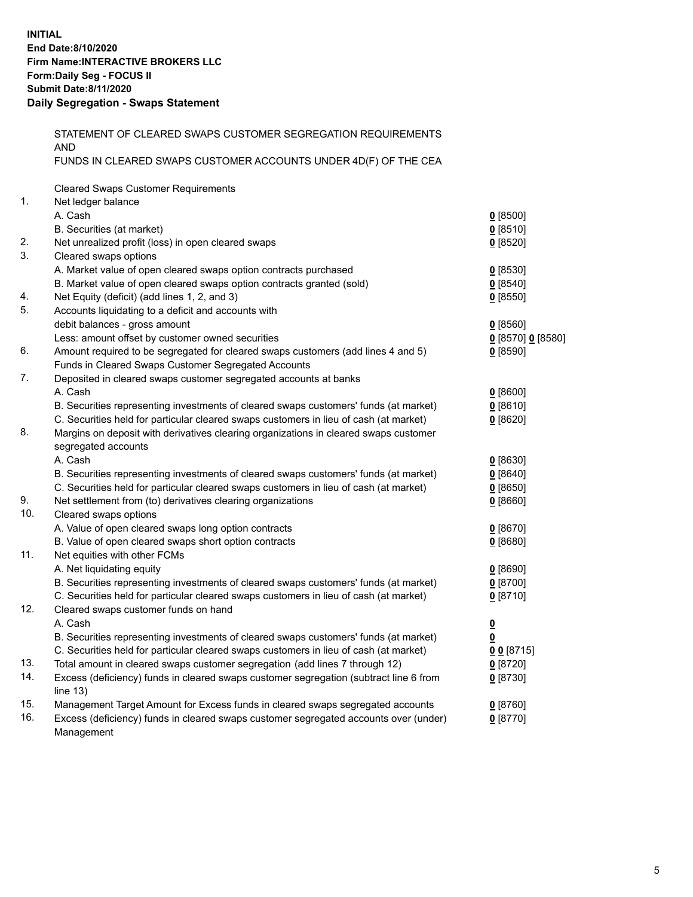**INITIAL**
**End Date:8/10/2020**
**Firm Name:INTERACTIVE BROKERS LLC**
**Form:Daily Seg - FOCUS II**
**Submit Date:8/11/2020**
**Daily Segregation - Swaps Statement**

STATEMENT OF CLEARED SWAPS CUSTOMER SEGREGATION REQUIREMENTS AND FUNDS IN CLEARED SWAPS CUSTOMER ACCOUNTS UNDER 4D(F) OF THE CEA

| | | |
|---|---|---|
| | Cleared Swaps Customer Requirements | |
| 1. | Net ledger balance | |
| | A. Cash | 0 [8500] |
| | B. Securities (at market) | 0 [8510] |
| 2. | Net unrealized profit (loss) in open cleared swaps | 0 [8520] |
| 3. | Cleared swaps options | |
| | A. Market value of open cleared swaps option contracts purchased | 0 [8530] |
| | B. Market value of open cleared swaps option contracts granted (sold) | 0 [8540] |
| 4. | Net Equity (deficit) (add lines 1, 2, and 3) | 0 [8550] |
| 5. | Accounts liquidating to a deficit and accounts with debit balances - gross amount | 0 [8560] |
| | Less: amount offset by customer owned securities | 0 [8570] 0 [8580] |
| 6. | Amount required to be segregated for cleared swaps customers (add lines 4 and 5) | 0 [8590] |
| | Funds in Cleared Swaps Customer Segregated Accounts | |
| 7. | Deposited in cleared swaps customer segregated accounts at banks | |
| | A. Cash | 0 [8600] |
| | B. Securities representing investments of cleared swaps customers' funds (at market) | 0 [8610] |
| | C. Securities held for particular cleared swaps customers in lieu of cash (at market) | 0 [8620] |
| 8. | Margins on deposit with derivatives clearing organizations in cleared swaps customer segregated accounts | |
| | A. Cash | 0 [8630] |
| | B. Securities representing investments of cleared swaps customers' funds (at market) | 0 [8640] |
| | C. Securities held for particular cleared swaps customers in lieu of cash (at market) | 0 [8650] |
| 9. | Net settlement from (to) derivatives clearing organizations | 0 [8660] |
| 10. | Cleared swaps options | |
| | A. Value of open cleared swaps long option contracts | 0 [8670] |
| | B. Value of open cleared swaps short option contracts | 0 [8680] |
| 11. | Net equities with other FCMs | |
| | A. Net liquidating equity | 0 [8690] |
| | B. Securities representing investments of cleared swaps customers' funds (at market) | 0 [8700] |
| | C. Securities held for particular cleared swaps customers in lieu of cash (at market) | 0 [8710] |
| 12. | Cleared swaps customer funds on hand | |
| | A. Cash | 0 |
| | B. Securities representing investments of cleared swaps customers' funds (at market) | 0 |
| | C. Securities held for particular cleared swaps customers in lieu of cash (at market) | 0 0 [8715] |
| 13. | Total amount in cleared swaps customer segregation (add lines 7 through 12) | 0 [8720] |
| 14. | Excess (deficiency) funds in cleared swaps customer segregation (subtract line 6 from line 13) | 0 [8730] |
| 15. | Management Target Amount for Excess funds in cleared swaps segregated accounts | 0 [8760] |
| 16. | Excess (deficiency) funds in cleared swaps customer segregated accounts over (under) Management | 0 [8770] |